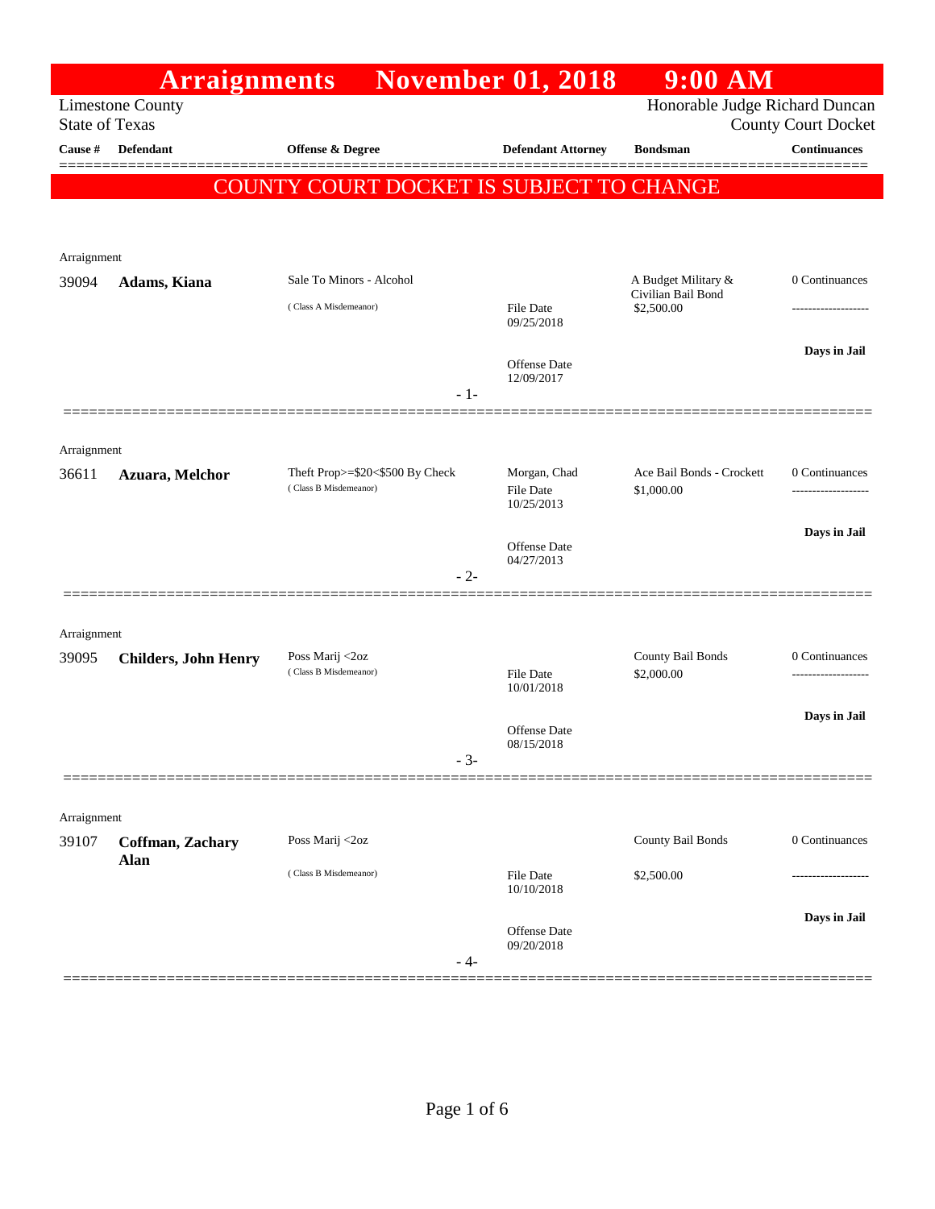# Arraignments November 01, 2018 9:00 AM

Limestone County
State of Texas

Honorable Judge Richard Duncan
County Court Docket

**COUNTY COURT DOCKET IS SUBJECT TO CHANGE**

| Cause # | Defendant | Offense & Degree | Defendant Attorney | Bondsman | Continuances |
|---|---|---|---|---|---|
| Arraignment | | | | | |
| 39094 | **Adams, Kiana** | Sale To Minors - Alcohol (Class A Misdemeanor) | File Date 09/25/2018; Offense Date 12/09/2017 | A Budget Military & Civilian Bail Bond $2,500.00 | 0 Continuances; Days in Jail |
| Arraignment | | | | | |
| 36611 | **Azuara, Melchor** | Theft Prop>=$20<$500 By Check (Class B Misdemeanor) | Morgan, Chad; File Date 10/25/2013; Offense Date 04/27/2013 | Ace Bail Bonds - Crockett $1,000.00 | 0 Continuances; Days in Jail |
| Arraignment | | | | | |
| 39095 | **Childers, John Henry** | Poss Marij <2oz (Class B Misdemeanor) | File Date 10/01/2018; Offense Date 08/15/2018 | County Bail Bonds $2,000.00 | 0 Continuances; Days in Jail |
| Arraignment | | | | | |
| 39107 | **Coffman, Zachary Alan** | Poss Marij <2oz (Class B Misdemeanor) | File Date 10/10/2018; Offense Date 09/20/2018 | County Bail Bonds $2,500.00 | 0 Continuances; Days in Jail |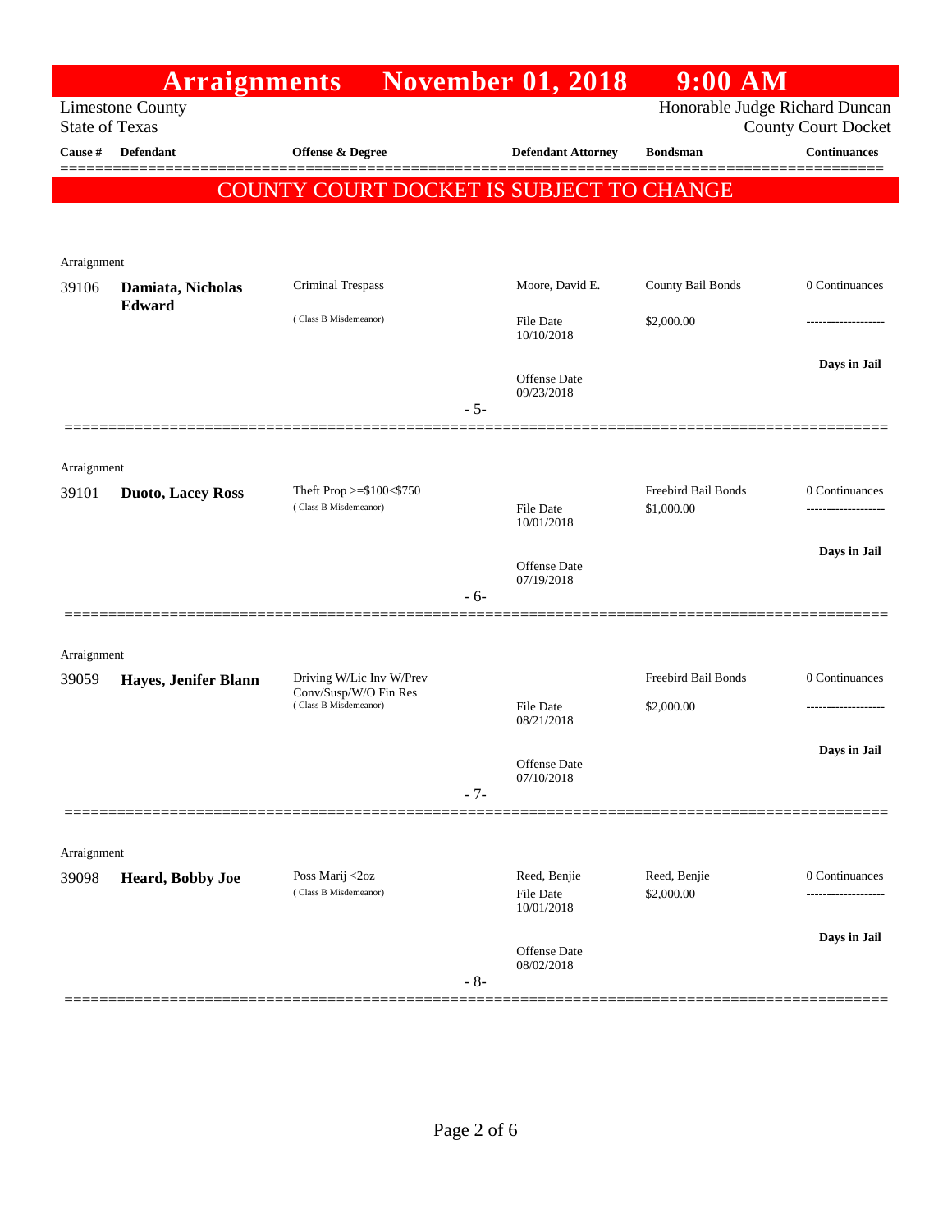# Arraignments November 01, 2018 9:00 AM

Limestone County
State of Texas

Honorable Judge Richard Duncan
County Court Docket

**COUNTY COURT DOCKET IS SUBJECT TO CHANGE**

| Cause # | Defendant | Offense & Degree | Defendant Attorney | Bondsman | Continuances |
|---|---|---|---|---|---|
| Arraignment | | | | | |
| 39106 | **Damiata, Nicholas Edward** | Criminal Trespass (Class B Misdemeanor) | Moore, David E. File Date 10/10/2018 Offense Date 09/23/2018 | County Bail Bonds $2,000.00 | 0 Continuances ------------------- **Days in Jail** |
| | | | - 5- | | |
| Arraignment | | | | | |
| 39101 | **Duoto, Lacey Ross** | Theft Prop >=$100<$750 (Class B Misdemeanor) | File Date 10/01/2018 Offense Date 07/19/2018 | Freebird Bail Bonds $1,000.00 | 0 Continuances ------------------- **Days in Jail** |
| | | | - 6- | | |
| Arraignment | | | | | |
| 39059 | **Hayes, Jenifer Blann** | Driving W/Lic Inv W/Prev Conv/Susp/W/O Fin Res (Class B Misdemeanor) | File Date 08/21/2018 Offense Date 07/10/2018 | Freebird Bail Bonds $2,000.00 | 0 Continuances ------------------- **Days in Jail** |
| | | | - 7- | | |
| Arraignment | | | | | |
| 39098 | **Heard, Bobby Joe** | Poss Marij <2oz (Class B Misdemeanor) | Reed, Benjie File Date 10/01/2018 Offense Date 08/02/2018 | Reed, Benjie $2,000.00 | 0 Continuances ------------------- **Days in Jail** |
| | | | - 8- | | |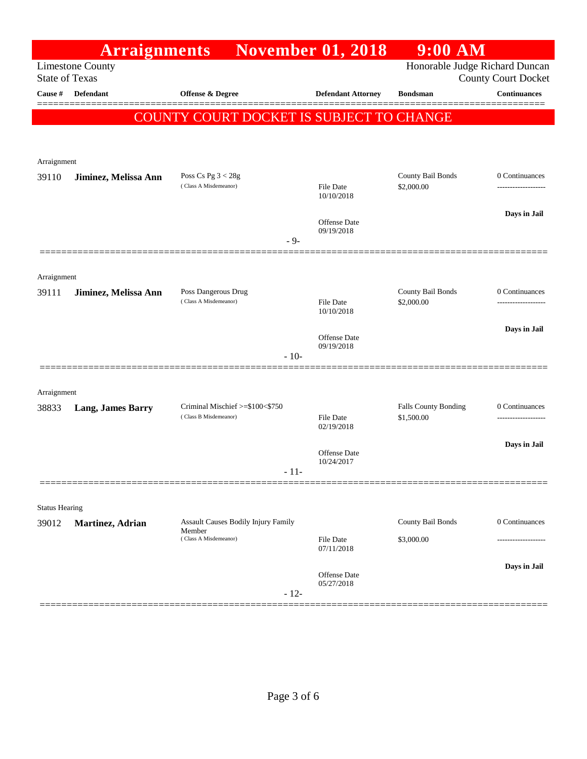# Arraignments November 01, 2018 9:00 AM

Limestone County
State of Texas

Honorable Judge Richard Duncan
County Court Docket

**COUNTY COURT DOCKET IS SUBJECT TO CHANGE**

| Cause # | Defendant | Offense & Degree | Defendant Attorney | Bondsman | Continuances |
|---|---|---|---|---|---|
| Arraignment | | | | | |
| 39110 | **Jiminez, Melissa Ann** | Poss Cs Pg 3 < 28g (Class A Misdemeanor) | File Date 10/10/2018; Offense Date 09/19/2018 | County Bail Bonds $2,000.00 | 0 Continuances; **Days in Jail** |
| | | | - 9- | | |
| Arraignment | | | | | |
| 39111 | **Jiminez, Melissa Ann** | Poss Dangerous Drug (Class A Misdemeanor) | File Date 10/10/2018; Offense Date 09/19/2018 | County Bail Bonds $2,000.00 | 0 Continuances; **Days in Jail** |
| | | | - 10- | | |
| Arraignment | | | | | |
| 38833 | **Lang, James Barry** | Criminal Mischief >=$100<$750 (Class B Misdemeanor) | File Date 02/19/2018; Offense Date 10/24/2017 | Falls County Bonding $1,500.00 | 0 Continuances; **Days in Jail** |
| | | | - 11- | | |
| Status Hearing | | | | | |
| 39012 | **Martinez, Adrian** | Assault Causes Bodily Injury Family Member (Class A Misdemeanor) | File Date 07/11/2018; Offense Date 05/27/2018 | County Bail Bonds $3,000.00 | 0 Continuances; **Days in Jail** |
| | | | - 12- | | |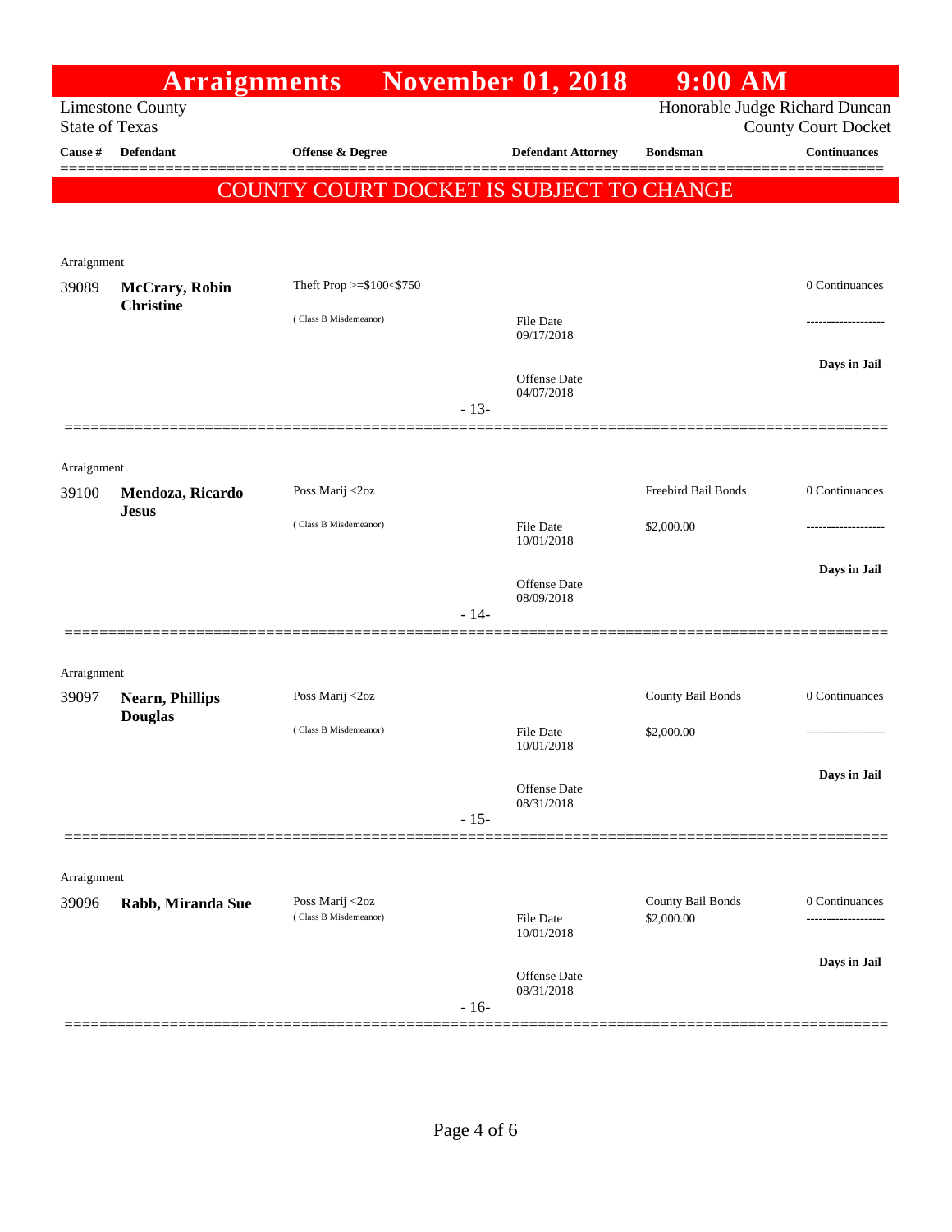# Arraignments November 01, 2018 9:00 AM

Limestone County
State of Texas

Honorable Judge Richard Duncan
County Court Docket

**COUNTY COURT DOCKET IS SUBJECT TO CHANGE**

| Cause # | Defendant | Offense & Degree | Defendant Attorney | Bondsman | Continuances |
|---|---|---|---|---|---|
| Arraignment | | | | | |
| 39089 | **McCrary, Robin Christine** | Theft Prop >=$100<$750 (Class B Misdemeanor) | File Date 09/17/2018; Offense Date 04/07/2018 | | 0 Continuances; -------------------; **Days in Jail** |
| | | | - 13- | | |
| Arraignment | | | | | |
| 39100 | **Mendoza, Ricardo Jesus** | Poss Marij <2oz (Class B Misdemeanor) | File Date 10/01/2018; Offense Date 08/09/2018 | Freebird Bail Bonds $2,000.00 | 0 Continuances; -------------------; **Days in Jail** |
| | | | - 14- | | |
| Arraignment | | | | | |
| 39097 | **Nearn, Phillips Douglas** | Poss Marij <2oz (Class B Misdemeanor) | File Date 10/01/2018; Offense Date 08/31/2018 | County Bail Bonds $2,000.00 | 0 Continuances; -------------------; **Days in Jail** |
| | | | - 15- | | |
| Arraignment | | | | | |
| 39096 | **Rabb, Miranda Sue** | Poss Marij <2oz (Class B Misdemeanor) | File Date 10/01/2018; Offense Date 08/31/2018 | County Bail Bonds $2,000.00 | 0 Continuances; -------------------; **Days in Jail** |
| | | | - 16- | | |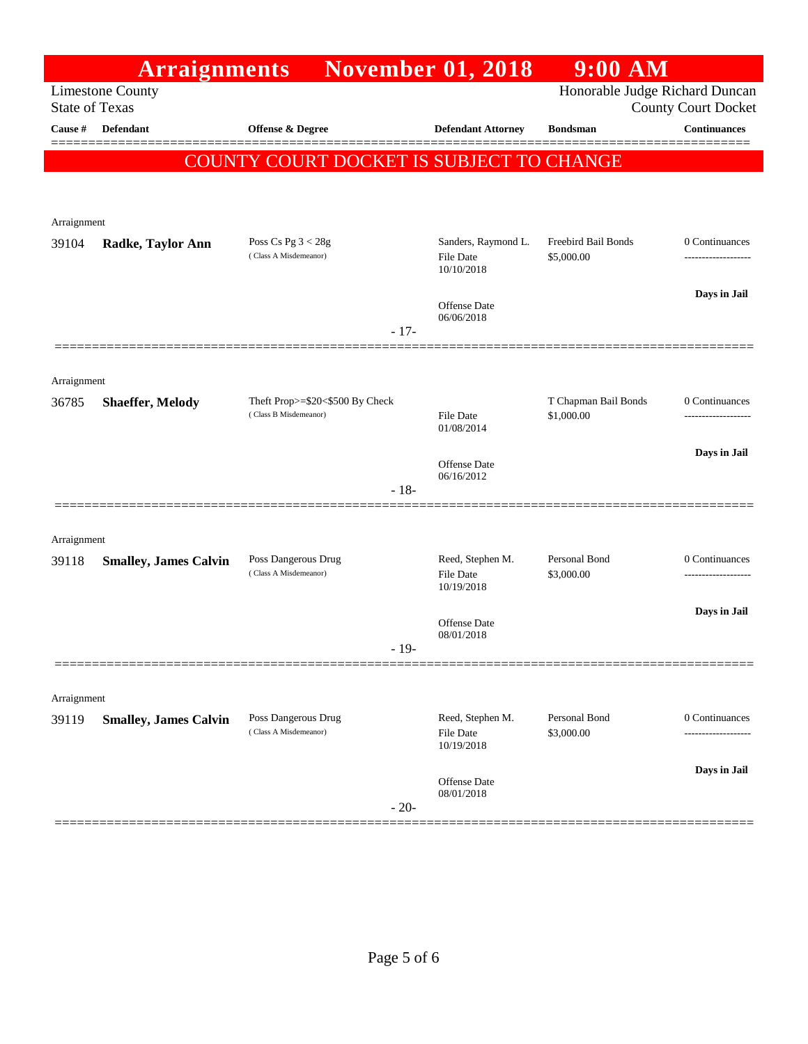# Arraignments November 01, 2018 9:00 AM

Limestone County
State of Texas

Honorable Judge Richard Duncan
County Court Docket

**COUNTY COURT DOCKET IS SUBJECT TO CHANGE**

| Cause # | Defendant | Offense & Degree | Defendant Attorney | Bondsman | Continuances |
|---|---|---|---|---|---|
| Arraignment | | | | | |
| 39104 | **Radke, Taylor Ann** | Poss Cs Pg 3 < 28g (Class A Misdemeanor) | Sanders, Raymond L. File Date 10/10/2018 Offense Date 06/06/2018 | Freebird Bail Bonds $5,000.00 | 0 Continuances ------------------- **Days in Jail** |
| | | | - 17- | | |
| Arraignment | | | | | |
| 36785 | **Shaeffer, Melody** | Theft Prop>=$20<$500 By Check (Class B Misdemeanor) | File Date 01/08/2014 Offense Date 06/16/2012 | T Chapman Bail Bonds $1,000.00 | 0 Continuances ------------------- **Days in Jail** |
| | | | - 18- | | |
| Arraignment | | | | | |
| 39118 | **Smalley, James Calvin** | Poss Dangerous Drug (Class A Misdemeanor) | Reed, Stephen M. File Date 10/19/2018 Offense Date 08/01/2018 | Personal Bond $3,000.00 | 0 Continuances ------------------- **Days in Jail** |
| | | | - 19- | | |
| Arraignment | | | | | |
| 39119 | **Smalley, James Calvin** | Poss Dangerous Drug (Class A Misdemeanor) | Reed, Stephen M. File Date 10/19/2018 Offense Date 08/01/2018 | Personal Bond $3,000.00 | 0 Continuances ------------------- **Days in Jail** |
| | | | - 20- | | |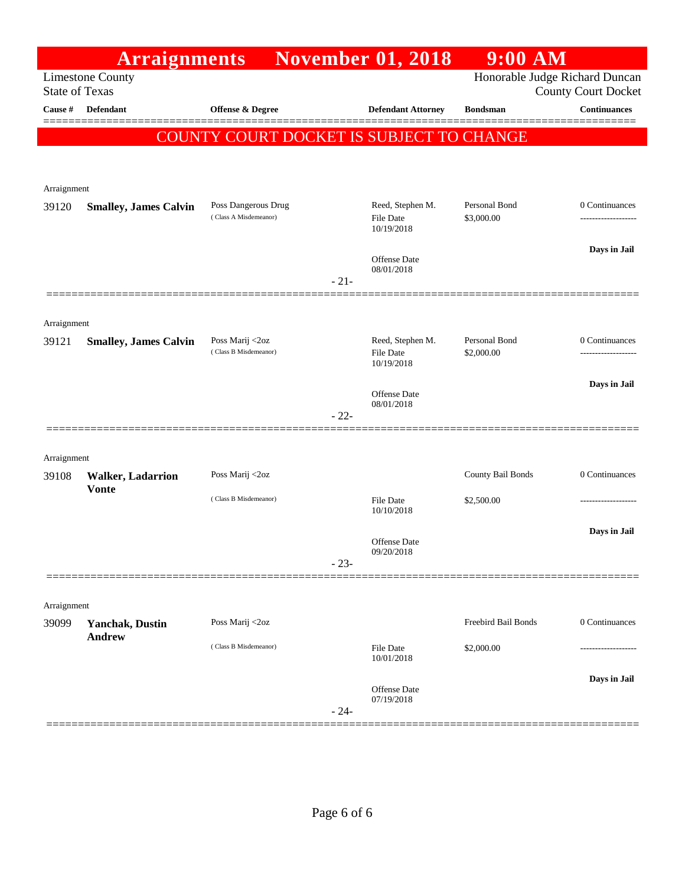# Arraignments November 01, 2018 9:00 AM

Limestone County
State of Texas

Honorable Judge Richard Duncan
County Court Docket

**COUNTY COURT DOCKET IS SUBJECT TO CHANGE**

| Cause # | Defendant | Offense & Degree | Defendant Attorney | Bondsman | Continuances |
|---|---|---|---|---|---|
| Arraignment | | | | | |
| 39120 | **Smalley, James Calvin** | Poss Dangerous Drug (Class A Misdemeanor) | Reed, Stephen M. File Date 10/19/2018 Offense Date 08/01/2018 | Personal Bond $3,000.00 | 0 Continuances ------------------- **Days in Jail** |
| | | - 21- | | | |
| Arraignment | | | | | |
| 39121 | **Smalley, James Calvin** | Poss Marij <2oz (Class B Misdemeanor) | Reed, Stephen M. File Date 10/19/2018 Offense Date 08/01/2018 | Personal Bond $2,000.00 | 0 Continuances ------------------- **Days in Jail** |
| | | - 22- | | | |
| Arraignment | | | | | |
| 39108 | **Walker, Ladarrion Vonte** | Poss Marij <2oz (Class B Misdemeanor) | File Date 10/10/2018 Offense Date 09/20/2018 | County Bail Bonds $2,500.00 | 0 Continuances ------------------- **Days in Jail** |
| | | - 23- | | | |
| Arraignment | | | | | |
| 39099 | **Yanchak, Dustin Andrew** | Poss Marij <2oz (Class B Misdemeanor) | File Date 10/01/2018 Offense Date 07/19/2018 | Freebird Bail Bonds $2,000.00 | 0 Continuances ------------------- **Days in Jail** |
| | | - 24- | | | |